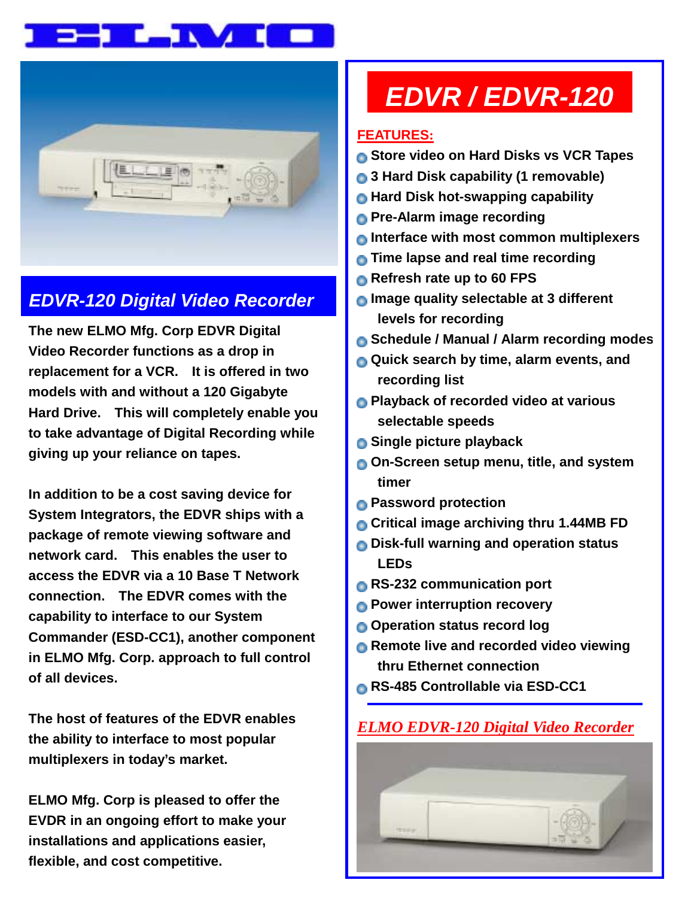# ELMO

## EDVR-120 Digital Video Recorder

**The new ELMO Mfg. Corp EDVR Digital Video Recorder functions as a drop in replacement for a VCR. It is offered in two models with and without a 120 Gigabyte Hard Drive. This will completely enable you to take advantage of Digital Recording while giving up your reliance on tapes.**

**In addition to be a cost saving device for System Integrators, the EDVR ships with a package of remote viewing software and network card. This enables the user to access the EDVR via a 10 Base T Network connection. The EDVR comes with the capability to interface to our System Commander (ESD-CC1), another component in ELMO Mfg. Corp. approach to full control of all devices.**

**The host of features of the EDVR enables the ability to interface to most popular multiplexers in today's market.**

**ELMO Mfg. Corp is pleased to offer the EVDR in an ongoing effort to make your installations and applications easier, flexible, and cost competitive.**

# EDVR / EDVR-120

**FEATURES:**

- **Store video on Hard Disks vs VCR Tapes**
- **3 Hard Disk capability (1 removable)**
- **Hard Disk hot-swapping capability**
- **Pre-Alarm image recording**
- **Interface with most common multiplexers**
- **Time lapse and real time recording**
- **Refresh rate up to 60 FPS**
- **Image quality selectable at 3 different levels for recording**
- **Schedule / Manual / Alarm recording modes**
- **Quick search by time, alarm events, and recording list**
- **Playback of recorded video at various selectable speeds**
- **Single picture playback**
- **On-Screen setup menu, title, and system timer**
- **Password protection**
- **Critical image archiving thru 1.44MB FD**
- **Disk-full warning and operation status LEDs**
- **RS-232 communication port**
- **Power interruption recovery**
- **Operation status record log**
- **Remote live and recorded video viewing thru Ethernet connection**
- **RS-485 Controllable via ESD-CC1**

*ELMO EDVR-120 Digital Video Recorder*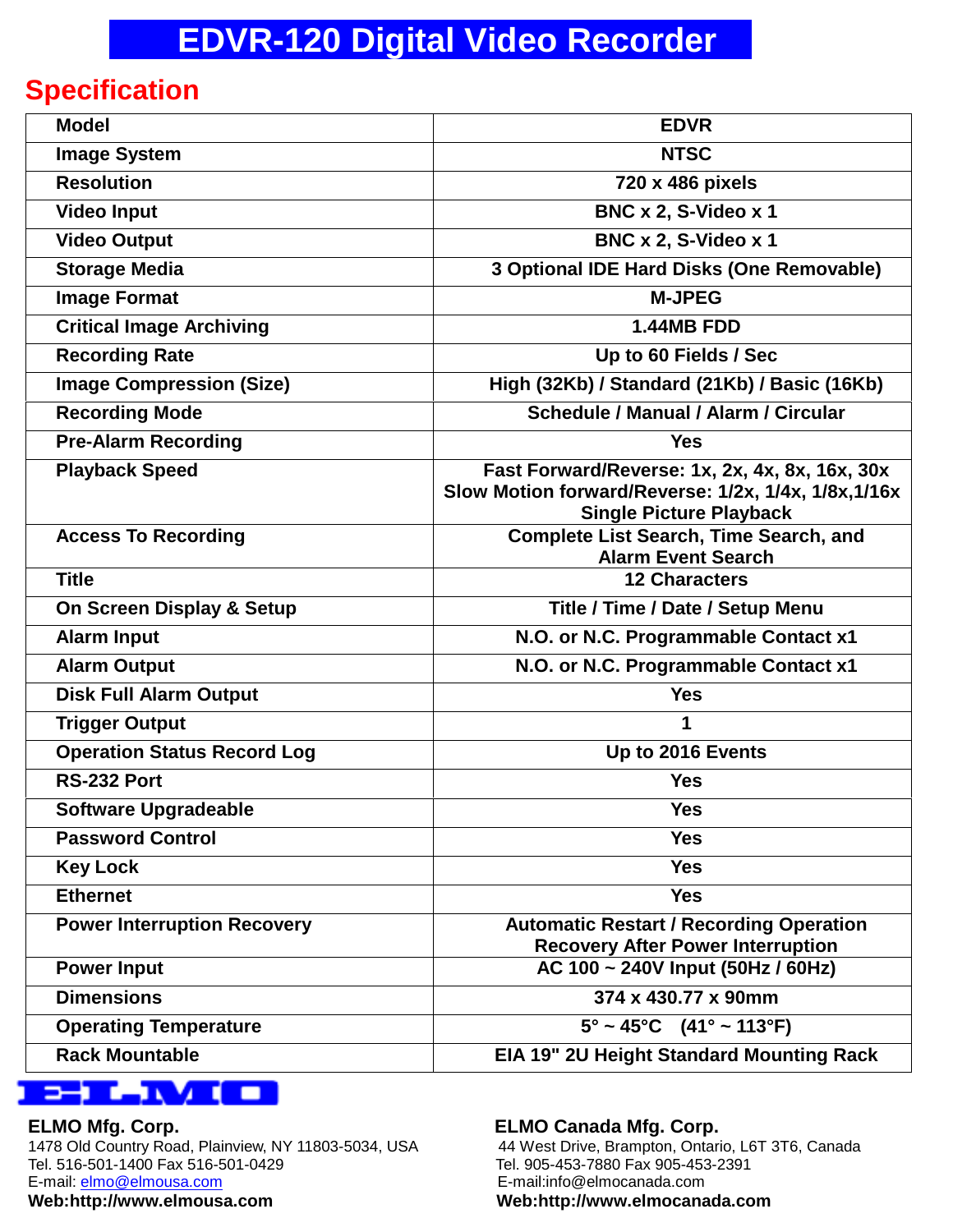# EDVR-120 Digital Video Recorder

## Specification

| | |
|---|---|
| **Model** | **EDVR** |
| **Image System** | **NTSC** |
| **Resolution** | **720 x 486 pixels** |
| **Video Input** | **BNC x 2, S-Video x 1** |
| **Video Output** | **BNC x 2, S-Video x 1** |
| **Storage Media** | **3 Optional IDE Hard Disks (One Removable)** |
| **Image Format** | **M-JPEG** |
| **Critical Image Archiving** | **1.44MB FDD** |
| **Recording Rate** | **Up to 60 Fields / Sec** |
| **Image Compression (Size)** | **High (32Kb) / Standard (21Kb) / Basic (16Kb)** |
| **Recording Mode** | **Schedule / Manual / Alarm / Circular** |
| **Pre-Alarm Recording** | **Yes** |
| **Playback Speed** | **Fast Forward/Reverse: 1x, 2x, 4x, 8x, 16x, 30x Slow Motion forward/Reverse: 1/2x, 1/4x, 1/8x,1/16x Single Picture Playback** |
| **Access To Recording** | **Complete List Search, Time Search, and Alarm Event Search** |
| **Title** | **12 Characters** |
| **On Screen Display & Setup** | **Title / Time / Date / Setup Menu** |
| **Alarm Input** | **N.O. or N.C. Programmable Contact x1** |
| **Alarm Output** | **N.O. or N.C. Programmable Contact x1** |
| **Disk Full Alarm Output** | **Yes** |
| **Trigger Output** | **1** |
| **Operation Status Record Log** | **Up to 2016 Events** |
| **RS-232 Port** | **Yes** |
| **Software Upgradeable** | **Yes** |
| **Password Control** | **Yes** |
| **Key Lock** | **Yes** |
| **Ethernet** | **Yes** |
| **Power Interruption Recovery** | **Automatic Restart / Recording Operation Recovery After Power Interruption** |
| **Power Input** | **AC 100 ~ 240V Input (50Hz / 60Hz)** |
| **Dimensions** | **374 x 430.77 x 90mm** |
| **Operating Temperature** | **5° ~ 45°C (41° ~ 113°F)** |
| **Rack Mountable** | **EIA 19" 2U Height Standard Mounting Rack** |

ELMO

**ELMO Mfg. Corp.**
1478 Old Country Road, Plainview, NY 11803-5034, USA
Tel. 516-501-1400 Fax 516-501-0429
E-mail: elmo@elmousa.com
**Web:http://www.elmousa.com**

**ELMO Canada Mfg. Corp.**
44 West Drive, Brampton, Ontario, L6T 3T6, Canada
Tel. 905-453-7880 Fax 905-453-2391
E-mail:info@elmocanada.com
**Web:http://www.elmocanada.com**